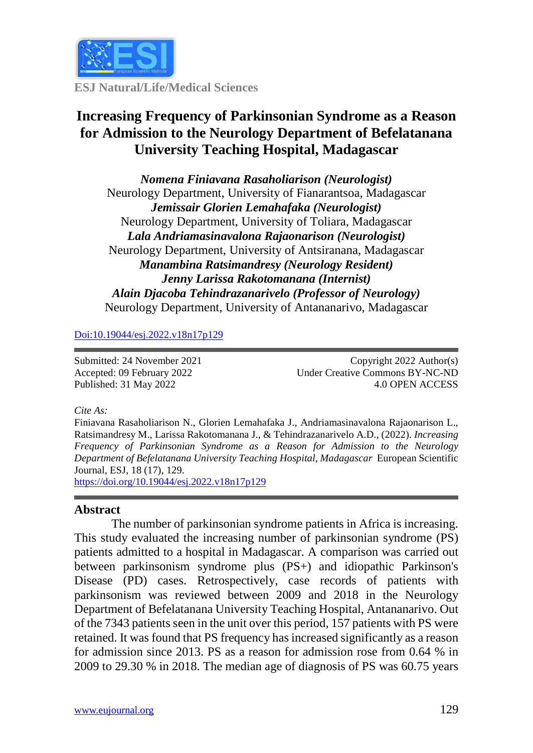ESJ Natural/Life/Medical Sciences

# Increasing Frequency of Parkinsonian Syndrome as a Reason for Admission to the Neurology Department of Befelatanana University Teaching Hospital, Madagascar

***Nomena Finiavana Rasaholiarison (Neurologist)***
Neurology Department, University of Fianarantsoa, Madagascar
***Jemissair Glorien Lemahafaka (Neurologist)***
Neurology Department, University of Toliara, Madagascar
***Lala Andriamasinavalona Rajaonarison (Neurologist)***
Neurology Department, University of Antsiranana, Madagascar
***Manambina Ratsimandresy (Neurology Resident)***
***Jenny Larissa Rakotomanana (Internist)***
***Alain Djacoba Tehindrazanarivelo (Professor of Neurology)***
Neurology Department, University of Antananarivo, Madagascar

[Doi:10.19044/esj.2022.v18n17p129](https://doi.org/10.19044/esj.2022.v18n17p129)

Submitted: 24 November 2021
Accepted: 09 February 2022
Published: 31 May 2022

Copyright 2022 Author(s)
Under Creative Commons BY-NC-ND
4.0 OPEN ACCESS

*Cite As:*
Finiavana Rasaholiarison N., Glorien Lemahafaka J., Andriamasinavalona Rajaonarison L., Ratsimandresy M., Larissa Rakotomanana J., & Tehindrazanarivelo A.D., (2022). *Increasing Frequency of Parkinsonian Syndrome as a Reason for Admission to the Neurology Department of Befelatanana University Teaching Hospital, Madagascar* European Scientific Journal, ESJ, 18 (17), 129.
[https://doi.org/10.19044/esj.2022.v18n17p129](https://doi.org/10.19044/esj.2022.v18n17p129)

## Abstract

The number of parkinsonian syndrome patients in Africa is increasing. This study evaluated the increasing number of parkinsonian syndrome (PS) patients admitted to a hospital in Madagascar. A comparison was carried out between parkinsonism syndrome plus (PS+) and idiopathic Parkinson's Disease (PD) cases. Retrospectively, case records of patients with parkinsonism was reviewed between 2009 and 2018 in the Neurology Department of Befelatanana University Teaching Hospital, Antananarivo. Out of the 7343 patients seen in the unit over this period, 157 patients with PS were retained. It was found that PS frequency has increased significantly as a reason for admission since 2013. PS as a reason for admission rose from 0.64 % in 2009 to 29.30 % in 2018. The median age of diagnosis of PS was 60.75 years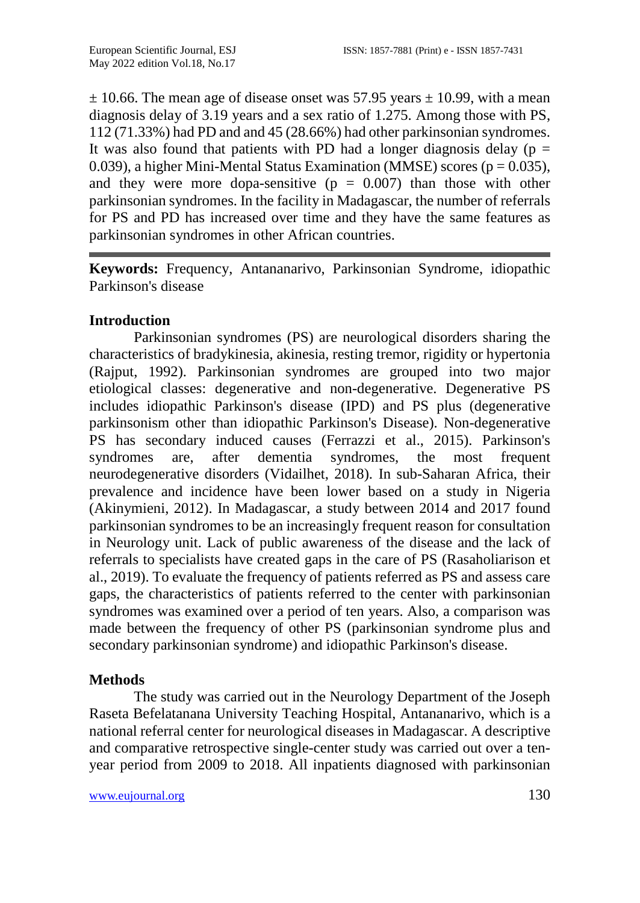$\pm$ 10.66. The mean age of disease onset was 57.95 years $\pm$ 10.99, with a mean diagnosis delay of 3.19 years and a sex ratio of 1.275. Among those with PS, 112 (71.33%) had PD and and 45 (28.66%) had other parkinsonian syndromes. It was also found that patients with PD had a longer diagnosis delay ($p = 0.039$), a higher Mini-Mental Status Examination (MMSE) scores ($p = 0.035$), and they were more dopa-sensitive ($p = 0.007$) than those with other parkinsonian syndromes. In the facility in Madagascar, the number of referrals for PS and PD has increased over time and they have the same features as parkinsonian syndromes in other African countries.

**Keywords:** Frequency, Antananarivo, Parkinsonian Syndrome, idiopathic Parkinson's disease

## Introduction

Parkinsonian syndromes (PS) are neurological disorders sharing the characteristics of bradykinesia, akinesia, resting tremor, rigidity or hypertonia (Rajput, 1992). Parkinsonian syndromes are grouped into two major etiological classes: degenerative and non-degenerative. Degenerative PS includes idiopathic Parkinson's disease (IPD) and PS plus (degenerative parkinsonism other than idiopathic Parkinson's Disease). Non-degenerative PS has secondary induced causes (Ferrazzi et al., 2015). Parkinson's syndromes are, after dementia syndromes, the most frequent neurodegenerative disorders (Vidailhet, 2018). In sub-Saharan Africa, their prevalence and incidence have been lower based on a study in Nigeria (Akinymieni, 2012). In Madagascar, a study between 2014 and 2017 found parkinsonian syndromes to be an increasingly frequent reason for consultation in Neurology unit. Lack of public awareness of the disease and the lack of referrals to specialists have created gaps in the care of PS (Rasaholiarison et al., 2019). To evaluate the frequency of patients referred as PS and assess care gaps, the characteristics of patients referred to the center with parkinsonian syndromes was examined over a period of ten years. Also, a comparison was made between the frequency of other PS (parkinsonian syndrome plus and secondary parkinsonian syndrome) and idiopathic Parkinson's disease.

## Methods

The study was carried out in the Neurology Department of the Joseph Raseta Befelatanana University Teaching Hospital, Antananarivo, which is a national referral center for neurological diseases in Madagascar. A descriptive and comparative retrospective single-center study was carried out over a ten-year period from 2009 to 2018. All inpatients diagnosed with parkinsonian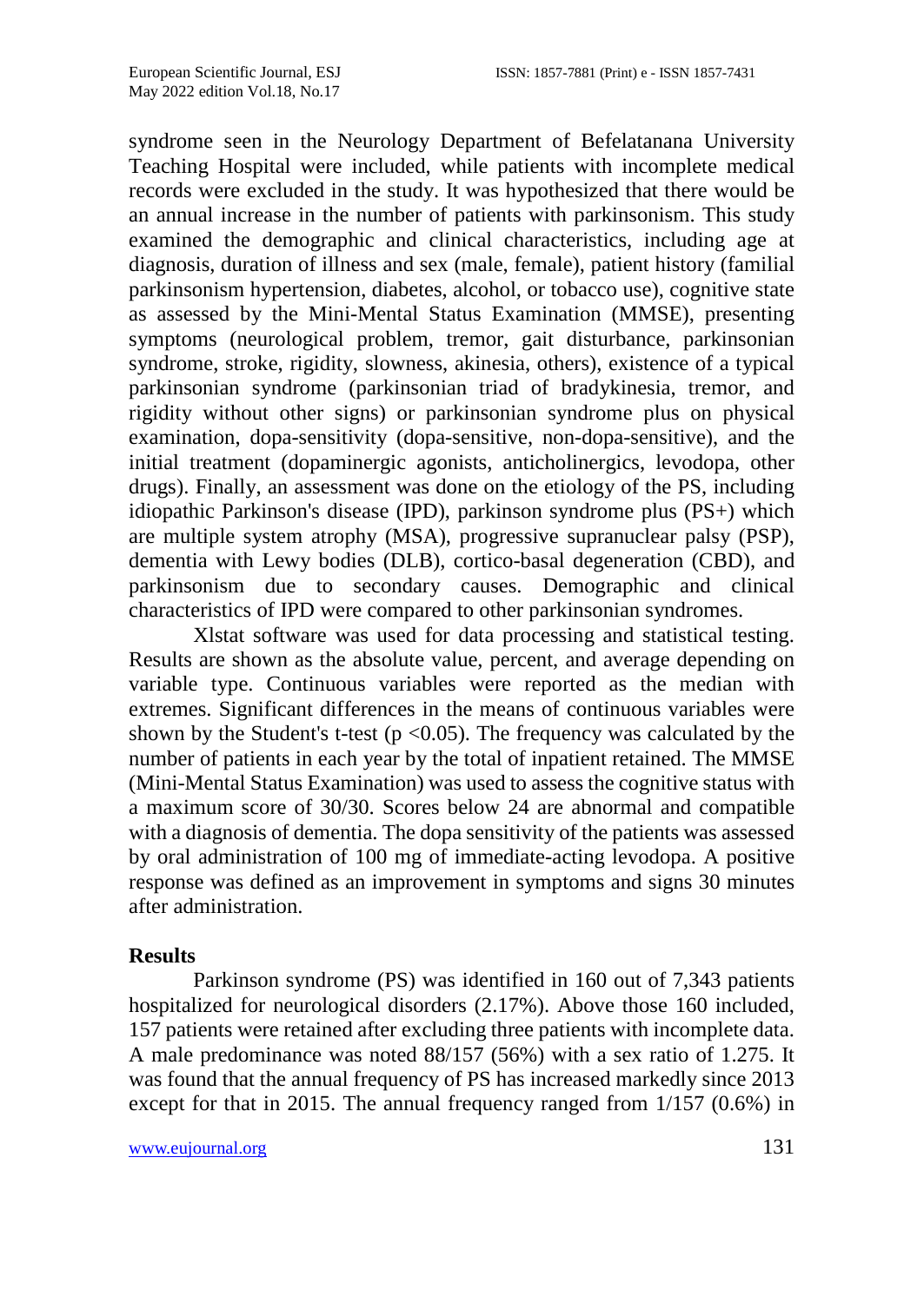syndrome seen in the Neurology Department of Befelatanana University Teaching Hospital were included, while patients with incomplete medical records were excluded in the study. It was hypothesized that there would be an annual increase in the number of patients with parkinsonism. This study examined the demographic and clinical characteristics, including age at diagnosis, duration of illness and sex (male, female), patient history (familial parkinsonism hypertension, diabetes, alcohol, or tobacco use), cognitive state as assessed by the Mini-Mental Status Examination (MMSE), presenting symptoms (neurological problem, tremor, gait disturbance, parkinsonian syndrome, stroke, rigidity, slowness, akinesia, others), existence of a typical parkinsonian syndrome (parkinsonian triad of bradykinesia, tremor, and rigidity without other signs) or parkinsonian syndrome plus on physical examination, dopa-sensitivity (dopa-sensitive, non-dopa-sensitive), and the initial treatment (dopaminergic agonists, anticholinergics, levodopa, other drugs). Finally, an assessment was done on the etiology of the PS, including idiopathic Parkinson's disease (IPD), parkinson syndrome plus (PS+) which are multiple system atrophy (MSA), progressive supranuclear palsy (PSP), dementia with Lewy bodies (DLB), cortico-basal degeneration (CBD), and parkinsonism due to secondary causes. Demographic and clinical characteristics of IPD were compared to other parkinsonian syndromes.

Xlstat software was used for data processing and statistical testing. Results are shown as the absolute value, percent, and average depending on variable type. Continuous variables were reported as the median with extremes. Significant differences in the means of continuous variables were shown by the Student's t-test ($p < 0.05$). The frequency was calculated by the number of patients in each year by the total of inpatient retained. The MMSE (Mini-Mental Status Examination) was used to assess the cognitive status with a maximum score of 30/30. Scores below 24 are abnormal and compatible with a diagnosis of dementia. The dopa sensitivity of the patients was assessed by oral administration of 100 mg of immediate-acting levodopa. A positive response was defined as an improvement in symptoms and signs 30 minutes after administration.

## Results

Parkinson syndrome (PS) was identified in 160 out of 7,343 patients hospitalized for neurological disorders (2.17%). Above those 160 included, 157 patients were retained after excluding three patients with incomplete data. A male predominance was noted 88/157 (56%) with a sex ratio of 1.275. It was found that the annual frequency of PS has increased markedly since 2013 except for that in 2015. The annual frequency ranged from 1/157 (0.6%) in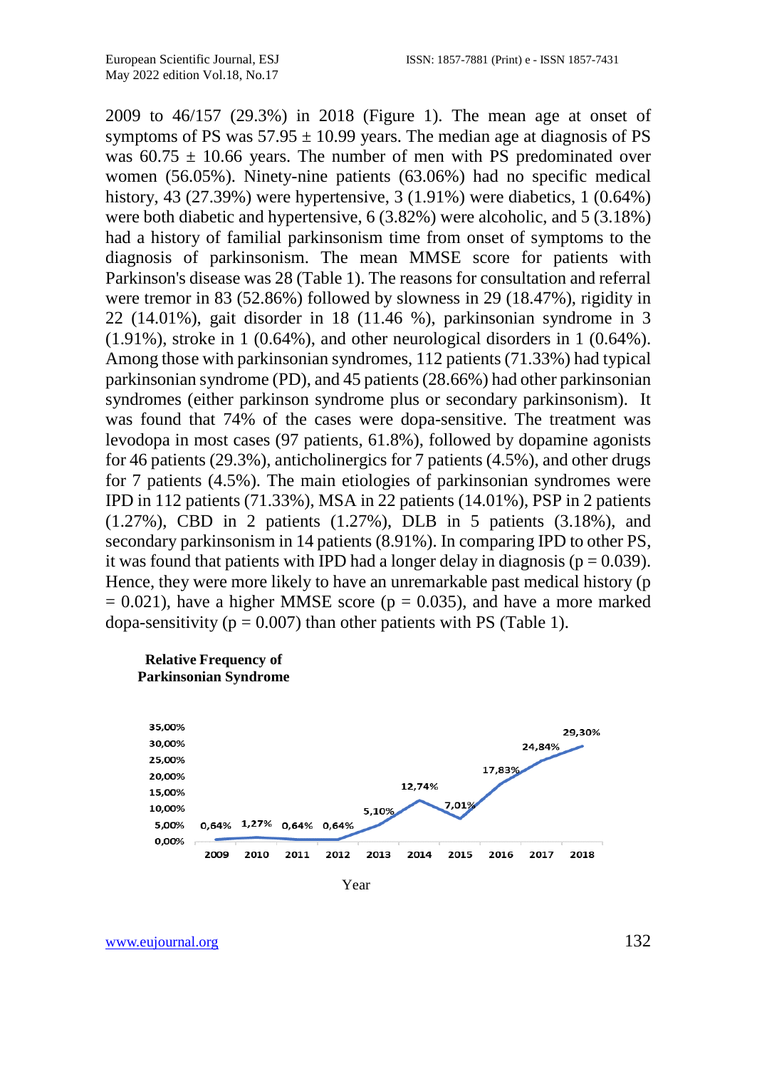2009 to 46/157 (29.3%) in 2018 (Figure 1). The mean age at onset of symptoms of PS was 57.95 ± 10.99 years. The median age at diagnosis of PS was 60.75 ± 10.66 years. The number of men with PS predominated over women (56.05%). Ninety-nine patients (63.06%) had no specific medical history, 43 (27.39%) were hypertensive, 3 (1.91%) were diabetics, 1 (0.64%) were both diabetic and hypertensive, 6 (3.82%) were alcoholic, and 5 (3.18%) had a history of familial parkinsonism time from onset of symptoms to the diagnosis of parkinsonism. The mean MMSE score for patients with Parkinson's disease was 28 (Table 1). The reasons for consultation and referral were tremor in 83 (52.86%) followed by slowness in 29 (18.47%), rigidity in 22 (14.01%), gait disorder in 18 (11.46 %), parkinsonian syndrome in 3 (1.91%), stroke in 1 (0.64%), and other neurological disorders in 1 (0.64%). Among those with parkinsonian syndromes, 112 patients (71.33%) had typical parkinsonian syndrome (PD), and 45 patients (28.66%) had other parkinsonian syndromes (either parkinson syndrome plus or secondary parkinsonism). It was found that 74% of the cases were dopa-sensitive. The treatment was levodopa in most cases (97 patients, 61.8%), followed by dopamine agonists for 46 patients (29.3%), anticholinergics for 7 patients (4.5%), and other drugs for 7 patients (4.5%). The main etiologies of parkinsonian syndromes were IPD in 112 patients (71.33%), MSA in 22 patients (14.01%), PSP in 2 patients (1.27%), CBD in 2 patients (1.27%), DLB in 5 patients (3.18%), and secondary parkinsonism in 14 patients (8.91%). In comparing IPD to other PS, it was found that patients with IPD had a longer delay in diagnosis ($p = 0.039$). Hence, they were more likely to have an unremarkable past medical history ($p = 0.021$), have a higher MMSE score ($p = 0.035$), and have a more marked dopa-sensitivity ($p = 0.007$) than other patients with PS (Table 1).

**Relative Frequency of Parkinsonian Syndrome**

| Year | 2009 | 2010 | 2011 | 2012 | 2013 | 2014 | 2015 | 2016 | 2017 | 2018 |
|---|---|---|---|---|---|---|---|---|---|---|
| Relative frequency | 0,64% | 1,27% | 0,64% | 0,64% | 5,10% | 12,74% | 7,01% | 17,83% | 24,84% | 29,30% |

Year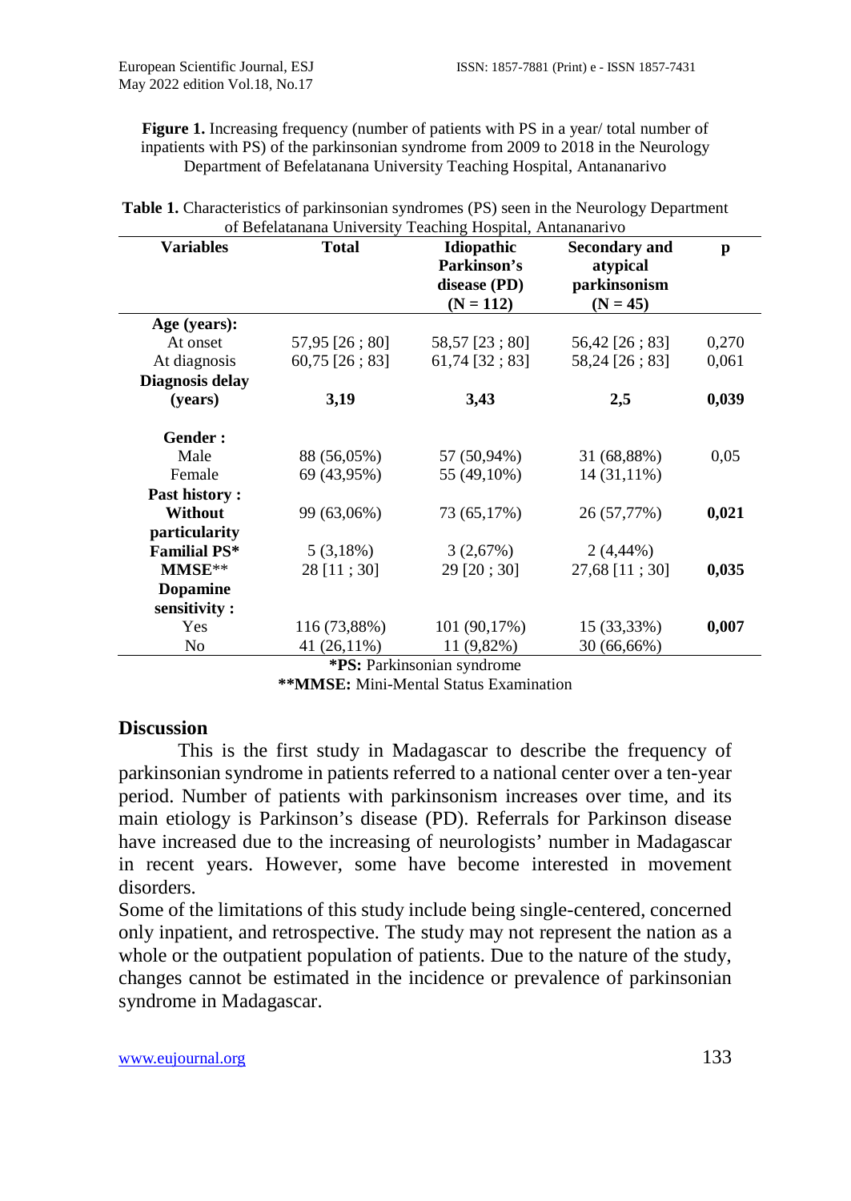**Figure 1.** Increasing frequency (number of patients with PS in a year/ total number of inpatients with PS) of the parkinsonian syndrome from 2009 to 2018 in the Neurology Department of Befelatanana University Teaching Hospital, Antananarivo

**Table 1.** Characteristics of parkinsonian syndromes (PS) seen in the Neurology Department of Befelatanana University Teaching Hospital, Antananarivo

| Variables | Total | Idiopathic Parkinson's disease (PD) (N = 112) | Secondary and atypical parkinsonism (N = 45) | p |
|---|---|---|---|---|
| **Age (years):** | | | | |
| At onset | 57,95 [26 ; 80] | 58,57 [23 ; 80] | 56,42 [26 ; 83] | 0,270 |
| At diagnosis | 60,75 [26 ; 83] | 61,74 [32 ; 83] | 58,24 [26 ; 83] | 0,061 |
| **Diagnosis delay (years)** | **3,19** | **3,43** | **2,5** | **0,039** |
| **Gender :** | | | | |
| Male | 88 (56,05%) | 57 (50,94%) | 31 (68,88%) | 0,05 |
| Female | 69 (43,95%) | 55 (49,10%) | 14 (31,11%) | |
| **Past history :** | | | | |
| **Without particularity** | 99 (63,06%) | 73 (65,17%) | 26 (57,77%) | **0,021** |
| **Familial PS*** | 5 (3,18%) | 3 (2,67%) | 2 (4,44%) | |
| **MMSE**** | 28 [11 ; 30] | 29 [20 ; 30] | 27,68 [11 ; 30] | **0,035** |
| **Dopamine sensitivity :** | | | | |
| Yes | 116 (73,88%) | 101 (90,17%) | 15 (33,33%) | **0,007** |
| No | 41 (26,11%) | 11 (9,82%) | 30 (66,66%) | |

***PS:** Parkinsonian syndrome
****MMSE:** Mini-Mental Status Examination

## Discussion

This is the first study in Madagascar to describe the frequency of parkinsonian syndrome in patients referred to a national center over a ten-year period. Number of patients with parkinsonism increases over time, and its main etiology is Parkinson's disease (PD). Referrals for Parkinson disease have increased due to the increasing of neurologists' number in Madagascar in recent years. However, some have become interested in movement disorders.

Some of the limitations of this study include being single-centered, concerned only inpatient, and retrospective. The study may not represent the nation as a whole or the outpatient population of patients. Due to the nature of the study, changes cannot be estimated in the incidence or prevalence of parkinsonian syndrome in Madagascar.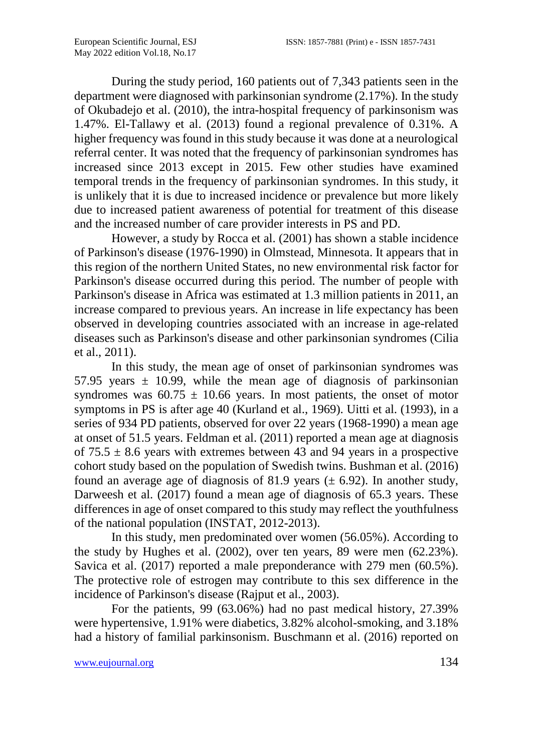During the study period, 160 patients out of 7,343 patients seen in the department were diagnosed with parkinsonian syndrome (2.17%). In the study of Okubadejo et al. (2010), the intra-hospital frequency of parkinsonism was 1.47%. El-Tallawy et al. (2013) found a regional prevalence of 0.31%. A higher frequency was found in this study because it was done at a neurological referral center. It was noted that the frequency of parkinsonian syndromes has increased since 2013 except in 2015. Few other studies have examined temporal trends in the frequency of parkinsonian syndromes. In this study, it is unlikely that it is due to increased incidence or prevalence but more likely due to increased patient awareness of potential for treatment of this disease and the increased number of care provider interests in PS and PD.

However, a study by Rocca et al. (2001) has shown a stable incidence of Parkinson's disease (1976-1990) in Olmstead, Minnesota. It appears that in this region of the northern United States, no new environmental risk factor for Parkinson's disease occurred during this period. The number of people with Parkinson's disease in Africa was estimated at 1.3 million patients in 2011, an increase compared to previous years. An increase in life expectancy has been observed in developing countries associated with an increase in age-related diseases such as Parkinson's disease and other parkinsonian syndromes (Cilia et al., 2011).

In this study, the mean age of onset of parkinsonian syndromes was 57.95 years ± 10.99, while the mean age of diagnosis of parkinsonian syndromes was 60.75 ± 10.66 years. In most patients, the onset of motor symptoms in PS is after age 40 (Kurland et al., 1969). Uitti et al. (1993), in a series of 934 PD patients, observed for over 22 years (1968-1990) a mean age at onset of 51.5 years. Feldman et al. (2011) reported a mean age at diagnosis of 75.5 ± 8.6 years with extremes between 43 and 94 years in a prospective cohort study based on the population of Swedish twins. Bushman et al. (2016) found an average age of diagnosis of 81.9 years (± 6.92). In another study, Darweesh et al. (2017) found a mean age of diagnosis of 65.3 years. These differences in age of onset compared to this study may reflect the youthfulness of the national population (INSTAT, 2012-2013).

In this study, men predominated over women (56.05%). According to the study by Hughes et al. (2002), over ten years, 89 were men (62.23%). Savica et al. (2017) reported a male preponderance with 279 men (60.5%). The protective role of estrogen may contribute to this sex difference in the incidence of Parkinson's disease (Rajput et al., 2003).

For the patients, 99 (63.06%) had no past medical history, 27.39% were hypertensive, 1.91% were diabetics, 3.82% alcohol-smoking, and 3.18% had a history of familial parkinsonism. Buschmann et al. (2016) reported on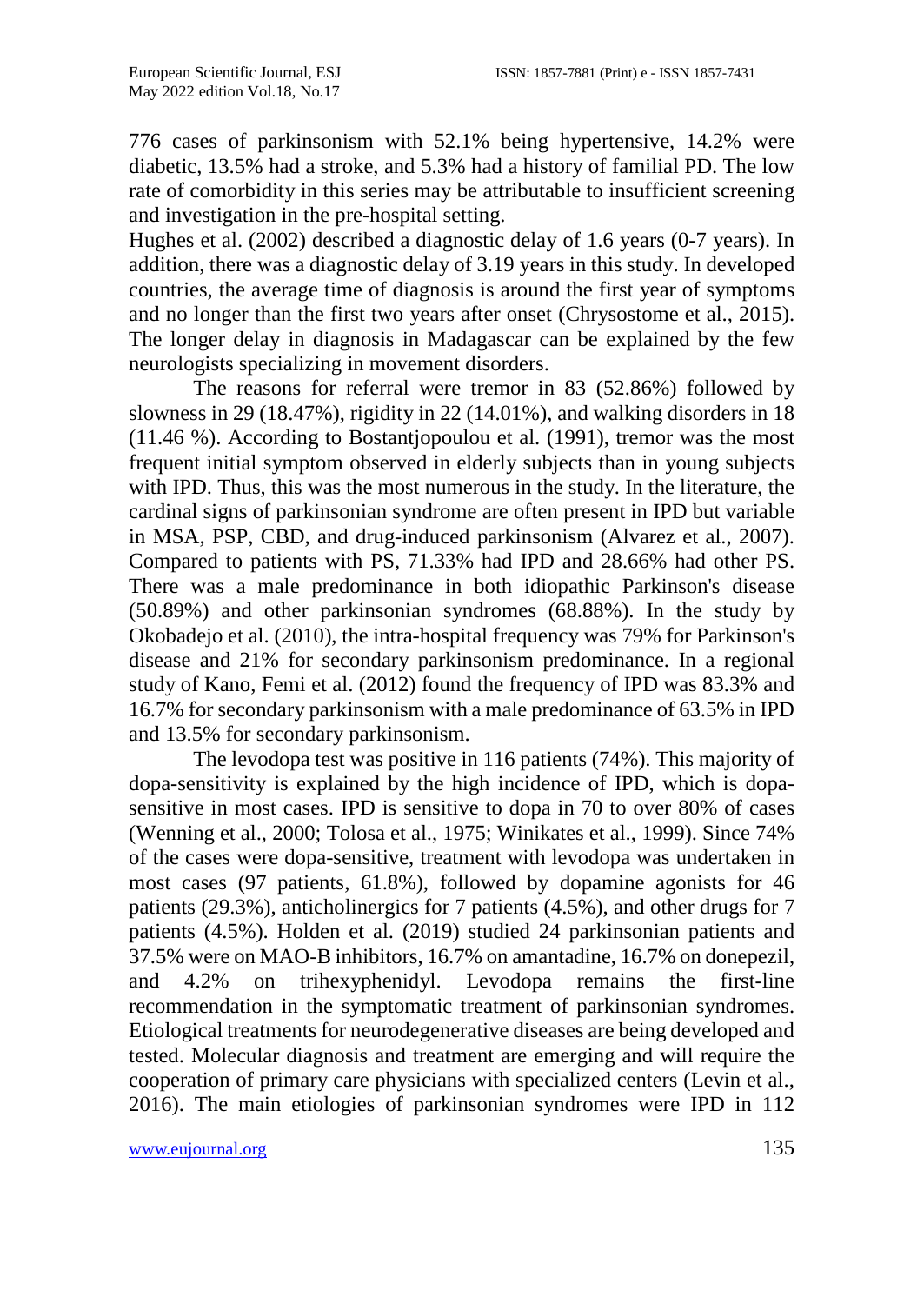776 cases of parkinsonism with 52.1% being hypertensive, 14.2% were diabetic, 13.5% had a stroke, and 5.3% had a history of familial PD. The low rate of comorbidity in this series may be attributable to insufficient screening and investigation in the pre-hospital setting.

Hughes et al. (2002) described a diagnostic delay of 1.6 years (0-7 years). In addition, there was a diagnostic delay of 3.19 years in this study. In developed countries, the average time of diagnosis is around the first year of symptoms and no longer than the first two years after onset (Chrysostome et al., 2015). The longer delay in diagnosis in Madagascar can be explained by the few neurologists specializing in movement disorders.

The reasons for referral were tremor in 83 (52.86%) followed by slowness in 29 (18.47%), rigidity in 22 (14.01%), and walking disorders in 18 (11.46 %). According to Bostantjopoulou et al. (1991), tremor was the most frequent initial symptom observed in elderly subjects than in young subjects with IPD. Thus, this was the most numerous in the study. In the literature, the cardinal signs of parkinsonian syndrome are often present in IPD but variable in MSA, PSP, CBD, and drug-induced parkinsonism (Alvarez et al., 2007). Compared to patients with PS, 71.33% had IPD and 28.66% had other PS. There was a male predominance in both idiopathic Parkinson's disease (50.89%) and other parkinsonian syndromes (68.88%). In the study by Okobadejo et al. (2010), the intra-hospital frequency was 79% for Parkinson's disease and 21% for secondary parkinsonism predominance. In a regional study of Kano, Femi et al. (2012) found the frequency of IPD was 83.3% and 16.7% for secondary parkinsonism with a male predominance of 63.5% in IPD and 13.5% for secondary parkinsonism.

The levodopa test was positive in 116 patients (74%). This majority of dopa-sensitivity is explained by the high incidence of IPD, which is dopa-sensitive in most cases. IPD is sensitive to dopa in 70 to over 80% of cases (Wenning et al., 2000; Tolosa et al., 1975; Winikates et al., 1999). Since 74% of the cases were dopa-sensitive, treatment with levodopa was undertaken in most cases (97 patients, 61.8%), followed by dopamine agonists for 46 patients (29.3%), anticholinergics for 7 patients (4.5%), and other drugs for 7 patients (4.5%). Holden et al. (2019) studied 24 parkinsonian patients and 37.5% were on MAO-B inhibitors, 16.7% on amantadine, 16.7% on donepezil, and 4.2% on trihexyphenidyl. Levodopa remains the first-line recommendation in the symptomatic treatment of parkinsonian syndromes. Etiological treatments for neurodegenerative diseases are being developed and tested. Molecular diagnosis and treatment are emerging and will require the cooperation of primary care physicians with specialized centers (Levin et al., 2016). The main etiologies of parkinsonian syndromes were IPD in 112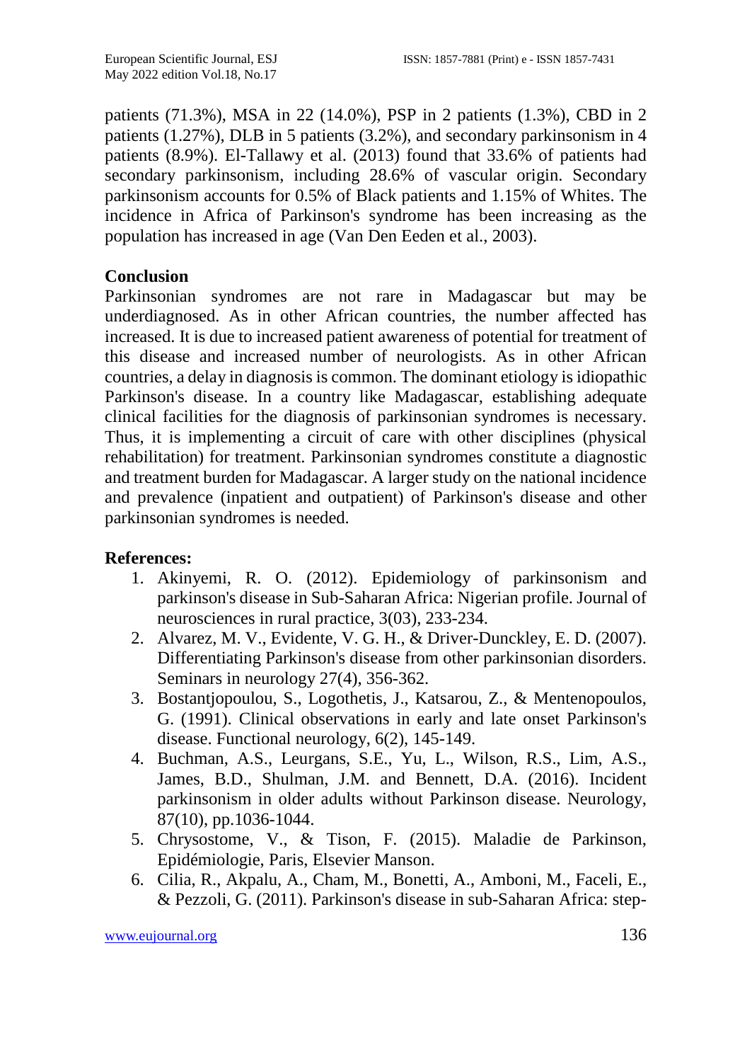patients (71.3%), MSA in 22 (14.0%), PSP in 2 patients (1.3%), CBD in 2 patients (1.27%), DLB in 5 patients (3.2%), and secondary parkinsonism in 4 patients (8.9%). El-Tallawy et al. (2013) found that 33.6% of patients had secondary parkinsonism, including 28.6% of vascular origin. Secondary parkinsonism accounts for 0.5% of Black patients and 1.15% of Whites. The incidence in Africa of Parkinson's syndrome has been increasing as the population has increased in age (Van Den Eeden et al., 2003).

## Conclusion

Parkinsonian syndromes are not rare in Madagascar but may be underdiagnosed. As in other African countries, the number affected has increased. It is due to increased patient awareness of potential for treatment of this disease and increased number of neurologists. As in other African countries, a delay in diagnosis is common. The dominant etiology is idiopathic Parkinson's disease. In a country like Madagascar, establishing adequate clinical facilities for the diagnosis of parkinsonian syndromes is necessary. Thus, it is implementing a circuit of care with other disciplines (physical rehabilitation) for treatment. Parkinsonian syndromes constitute a diagnostic and treatment burden for Madagascar. A larger study on the national incidence and prevalence (inpatient and outpatient) of Parkinson's disease and other parkinsonian syndromes is needed.

## References:

1. Akinyemi, R. O. (2012). Epidemiology of parkinsonism and parkinson's disease in Sub-Saharan Africa: Nigerian profile. Journal of neurosciences in rural practice, 3(03), 233-234.
2. Alvarez, M. V., Evidente, V. G. H., & Driver-Dunckley, E. D. (2007). Differentiating Parkinson's disease from other parkinsonian disorders. Seminars in neurology 27(4), 356-362.
3. Bostantjopoulou, S., Logothetis, J., Katsarou, Z., & Mentenopoulos, G. (1991). Clinical observations in early and late onset Parkinson's disease. Functional neurology, 6(2), 145-149.
4. Buchman, A.S., Leurgans, S.E., Yu, L., Wilson, R.S., Lim, A.S., James, B.D., Shulman, J.M. and Bennett, D.A. (2016). Incident parkinsonism in older adults without Parkinson disease. Neurology, 87(10), pp.1036-1044.
5. Chrysostome, V., & Tison, F. (2015). Maladie de Parkinson, Epidémiologie, Paris, Elsevier Manson.
6. Cilia, R., Akpalu, A., Cham, M., Bonetti, A., Amboni, M., Faceli, E., & Pezzoli, G. (2011). Parkinson's disease in sub-Saharan Africa: step-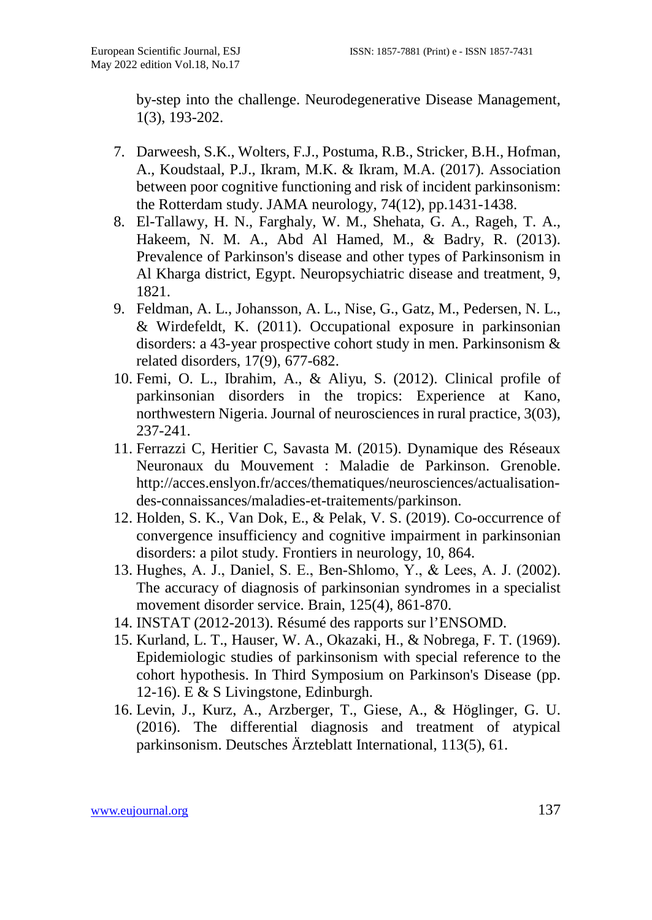by-step into the challenge. Neurodegenerative Disease Management, 1(3), 193-202.

7. Darweesh, S.K., Wolters, F.J., Postuma, R.B., Stricker, B.H., Hofman, A., Koudstaal, P.J., Ikram, M.K. & Ikram, M.A. (2017). Association between poor cognitive functioning and risk of incident parkinsonism: the Rotterdam study. JAMA neurology, 74(12), pp.1431-1438.
8. El-Tallawy, H. N., Farghaly, W. M., Shehata, G. A., Rageh, T. A., Hakeem, N. M. A., Abd Al Hamed, M., & Badry, R. (2013). Prevalence of Parkinson's disease and other types of Parkinsonism in Al Kharga district, Egypt. Neuropsychiatric disease and treatment, 9, 1821.
9. Feldman, A. L., Johansson, A. L., Nise, G., Gatz, M., Pedersen, N. L., & Wirdefeldt, K. (2011). Occupational exposure in parkinsonian disorders: a 43-year prospective cohort study in men. Parkinsonism & related disorders, 17(9), 677-682.
10. Femi, O. L., Ibrahim, A., & Aliyu, S. (2012). Clinical profile of parkinsonian disorders in the tropics: Experience at Kano, northwestern Nigeria. Journal of neurosciences in rural practice, 3(03), 237-241.
11. Ferrazzi C, Heritier C, Savasta M. (2015). Dynamique des Réseaux Neuronaux du Mouvement : Maladie de Parkinson. Grenoble. http://acces.enslyon.fr/acces/thematiques/neurosciences/actualisation-des-connaissances/maladies-et-traitements/parkinson.
12. Holden, S. K., Van Dok, E., & Pelak, V. S. (2019). Co-occurrence of convergence insufficiency and cognitive impairment in parkinsonian disorders: a pilot study. Frontiers in neurology, 10, 864.
13. Hughes, A. J., Daniel, S. E., Ben-Shlomo, Y., & Lees, A. J. (2002). The accuracy of diagnosis of parkinsonian syndromes in a specialist movement disorder service. Brain, 125(4), 861-870.
14. INSTAT (2012-2013). Résumé des rapports sur l'ENSOMD.
15. Kurland, L. T., Hauser, W. A., Okazaki, H., & Nobrega, F. T. (1969). Epidemiologic studies of parkinsonism with special reference to the cohort hypothesis. In Third Symposium on Parkinson's Disease (pp. 12-16). E & S Livingstone, Edinburgh.
16. Levin, J., Kurz, A., Arzberger, T., Giese, A., & Höglinger, G. U. (2016). The differential diagnosis and treatment of atypical parkinsonism. Deutsches Ärzteblatt International, 113(5), 61.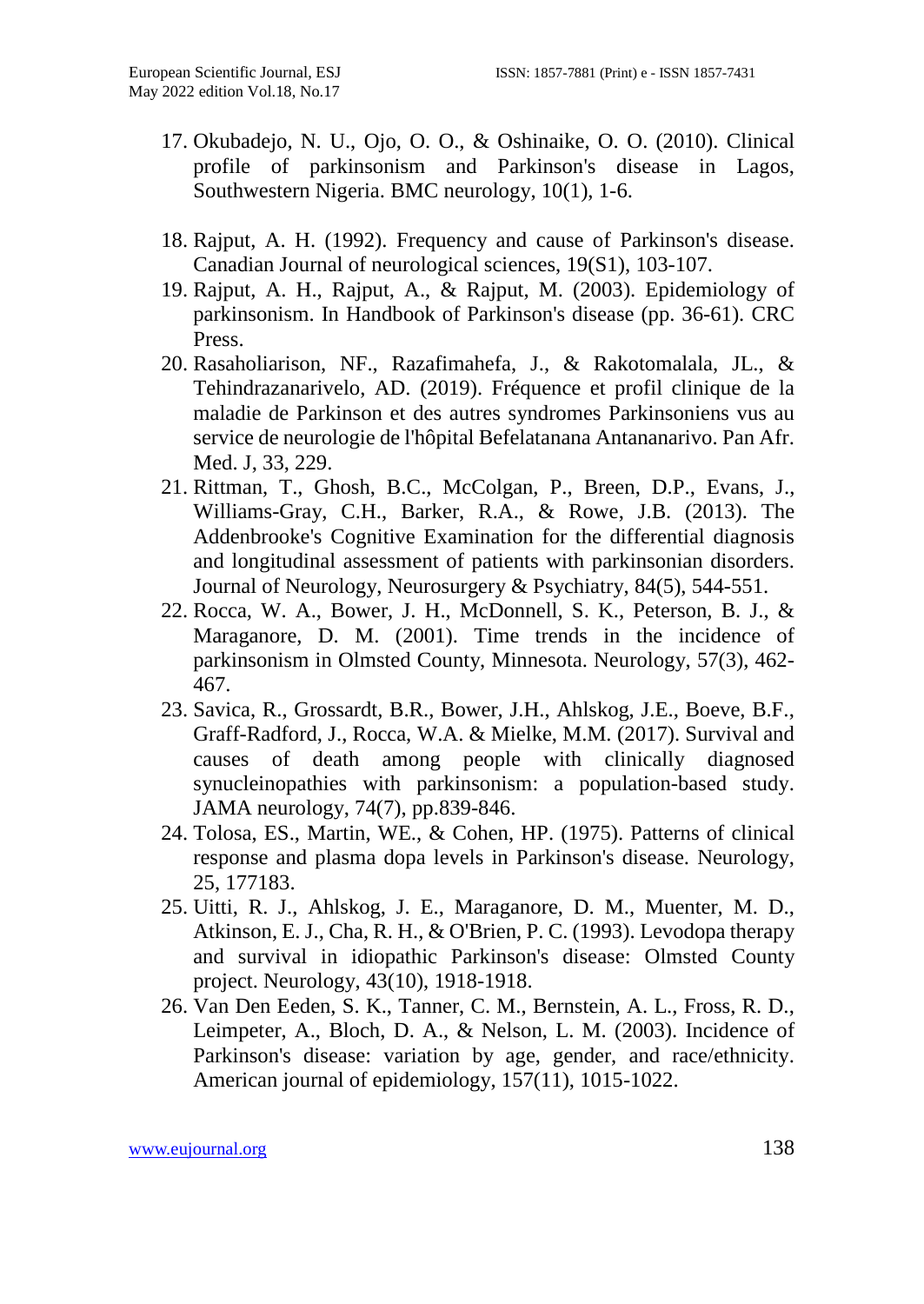17. Okubadejo, N. U., Ojo, O. O., & Oshinaike, O. O. (2010). Clinical profile of parkinsonism and Parkinson's disease in Lagos, Southwestern Nigeria. BMC neurology, 10(1), 1-6.
18. Rajput, A. H. (1992). Frequency and cause of Parkinson's disease. Canadian Journal of neurological sciences, 19(S1), 103-107.
19. Rajput, A. H., Rajput, A., & Rajput, M. (2003). Epidemiology of parkinsonism. In Handbook of Parkinson's disease (pp. 36-61). CRC Press.
20. Rasaholiarison, NF., Razafimahefa, J., & Rakotomalala, JL., & Tehindrazanarivelo, AD. (2019). Fréquence et profil clinique de la maladie de Parkinson et des autres syndromes Parkinsoniens vus au service de neurologie de l'hôpital Befelatanana Antananarivo. Pan Afr. Med. J, 33, 229.
21. Rittman, T., Ghosh, B.C., McColgan, P., Breen, D.P., Evans, J., Williams-Gray, C.H., Barker, R.A., & Rowe, J.B. (2013). The Addenbrooke's Cognitive Examination for the differential diagnosis and longitudinal assessment of patients with parkinsonian disorders. Journal of Neurology, Neurosurgery & Psychiatry, 84(5), 544-551.
22. Rocca, W. A., Bower, J. H., McDonnell, S. K., Peterson, B. J., & Maraganore, D. M. (2001). Time trends in the incidence of parkinsonism in Olmsted County, Minnesota. Neurology, 57(3), 462-467.
23. Savica, R., Grossardt, B.R., Bower, J.H., Ahlskog, J.E., Boeve, B.F., Graff-Radford, J., Rocca, W.A. & Mielke, M.M. (2017). Survival and causes of death among people with clinically diagnosed synucleinopathies with parkinsonism: a population-based study. JAMA neurology, 74(7), pp.839-846.
24. Tolosa, ES., Martin, WE., & Cohen, HP. (1975). Patterns of clinical response and plasma dopa levels in Parkinson's disease. Neurology, 25, 177183.
25. Uitti, R. J., Ahlskog, J. E., Maraganore, D. M., Muenter, M. D., Atkinson, E. J., Cha, R. H., & O'Brien, P. C. (1993). Levodopa therapy and survival in idiopathic Parkinson's disease: Olmsted County project. Neurology, 43(10), 1918-1918.
26. Van Den Eeden, S. K., Tanner, C. M., Bernstein, A. L., Fross, R. D., Leimpeter, A., Bloch, D. A., & Nelson, L. M. (2003). Incidence of Parkinson's disease: variation by age, gender, and race/ethnicity. American journal of epidemiology, 157(11), 1015-1022.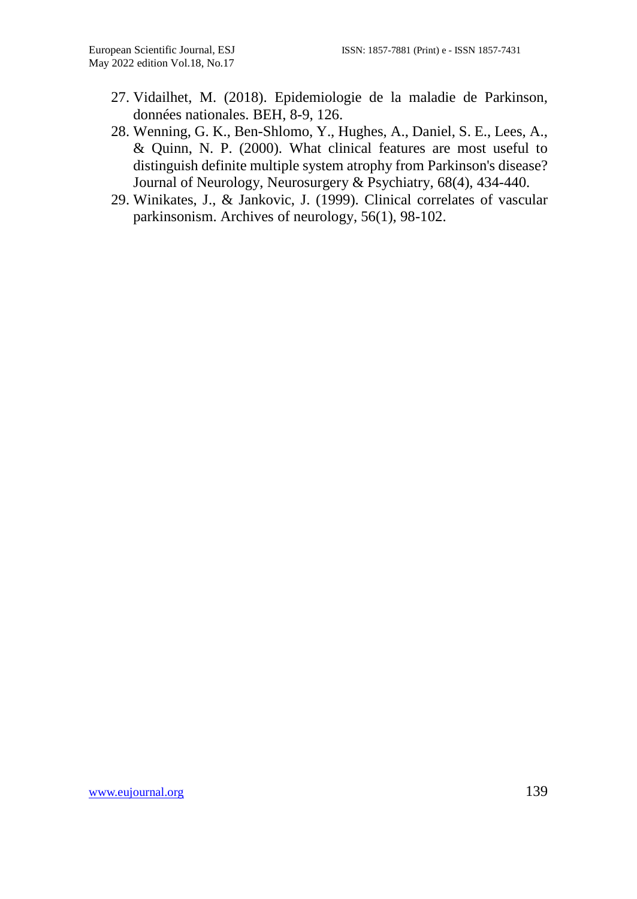27. Vidailhet, M. (2018). Epidemiologie de la maladie de Parkinson, données nationales. BEH, 8-9, 126.
28. Wenning, G. K., Ben-Shlomo, Y., Hughes, A., Daniel, S. E., Lees, A., & Quinn, N. P. (2000). What clinical features are most useful to distinguish definite multiple system atrophy from Parkinson's disease? Journal of Neurology, Neurosurgery & Psychiatry, 68(4), 434-440.
29. Winikates, J., & Jankovic, J. (1999). Clinical correlates of vascular parkinsonism. Archives of neurology, 56(1), 98-102.